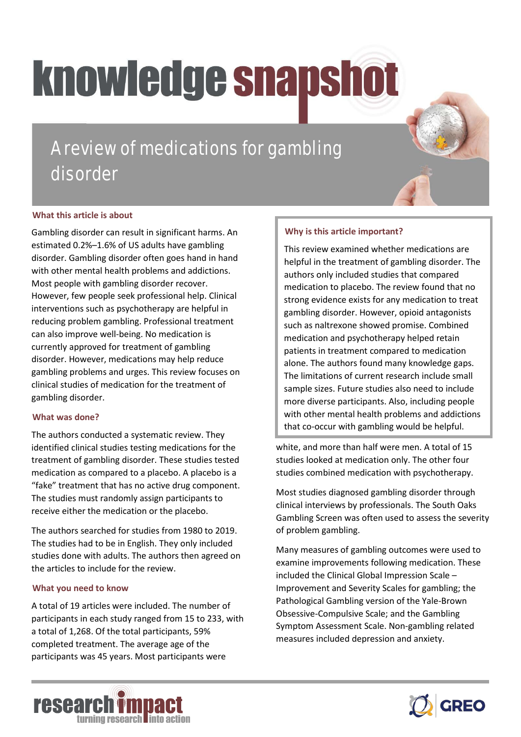# knowledge snapshot

## A review of medications for gambling disorder

### What this article is about

Gambling disorder can result in significant harms. An estimated 0.2%–1.6% of US adults have gambling disorder. Gambling disorder often goes hand in hand with other mental health problems and addictions. Most people with gambling disorder recover. However, few people seek professional help. Clinical interventions such as psychotherapy are helpful in reducing problem gambling. Professional treatment can also improve well-being. No medication is currently approved for treatment of gambling disorder. However, medications may help reduce gambling problems and urges. This review focuses on clinical studies of medication for the treatment of gambling disorder.

### What was done?

The authors conducted a systematic review. They identified clinical studies testing medications for the treatment of gambling disorder. These studies tested medication as compared to a placebo. A placebo is a "fake" treatment that has no active drug component. The studies must randomly assign participants to receive either the medication or the placebo.

The authors searched for studies from 1980 to 2019. The studies had to be in English. They only included studies done with adults. The authors then agreed on the articles to include for the review.

### What you need to know

A total of 19 articles were included. The number of participants in each study ranged from 15 to 233, with a total of 1,268. Of the total participants, 59% completed treatment. The average age of the participants was 45 years. Most participants were white, and more than half were men. A total of 15 studies looked at medication only. The other four studies combined medication with psychotherapy.

Most studies diagnosed gambling disorder through clinical interviews by professionals. The South Oaks Gambling Screen was often used to assess the severity of problem gambling.

Many measures of gambling outcomes were used to examine improvements following medication. These included the Clinical Global Impression Scale – Improvement and Severity Scales for gambling; the Pathological Gambling version of the Yale-Brown Obsessive-Compulsive Scale; and the Gambling Symptom Assessment Scale. Non-gambling related measures included depression and anxiety.

### Why is this article important?

This review examined whether medications are helpful in the treatment of gambling disorder. The authors only included studies that compared medication to placebo. The review found that no strong evidence exists for any medication to treat gambling disorder. However, opioid antagonists such as naltrexone showed promise. Combined medication and psychotherapy helped retain patients in treatment compared to medication alone. The authors found many knowledge gaps. The limitations of current research include small sample sizes. Future studies also need to include more diverse participants. Also, including people with other mental health problems and addictions that co-occur with gambling would be helpful.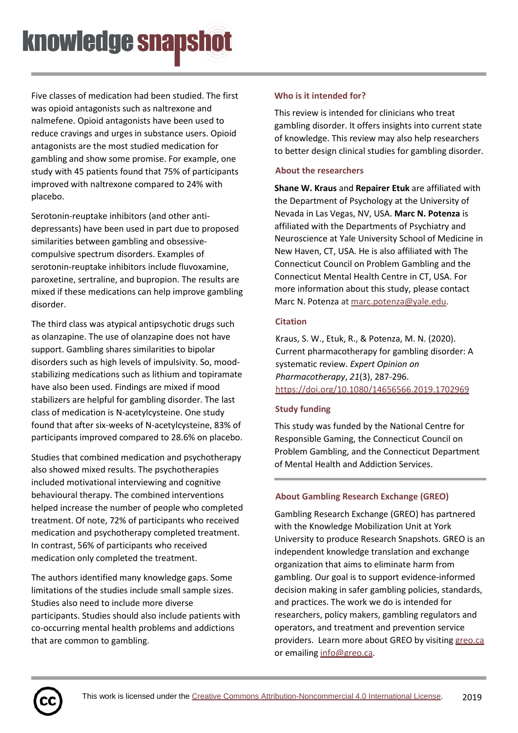Five classes of medication had been studied. The first was opioid antagonists such as naltrexone and nalmefene. Opioid antagonists have been used to reduce cravings and urges in substance users. Opioid antagonists are the most studied medication for gambling and show some promise. For example, one study with 45 patients found that 75% of participants improved with naltrexone compared to 24% with placebo.

Serotonin-reuptake inhibitors (and other anti-depressants) have been used in part due to proposed similarities between gambling and obsessive-compulsive spectrum disorders. Examples of serotonin-reuptake inhibitors include fluvoxamine, paroxetine, sertraline, and bupropion. The results are mixed if these medications can help improve gambling disorder.

The third class was atypical antipsychotic drugs such as olanzapine. The use of olanzapine does not have support. Gambling shares similarities to bipolar disorders such as high levels of impulsivity. So, mood-stabilizing medications such as lithium and topiramate have also been used. Findings are mixed if mood stabilizers are helpful for gambling disorder. The last class of medication is N-acetylcysteine. One study found that after six-weeks of N-acetylcysteine, 83% of participants improved compared to 28.6% on placebo.

Studies that combined medication and psychotherapy also showed mixed results. The psychotherapies included motivational interviewing and cognitive behavioural therapy. The combined interventions helped increase the number of people who completed treatment. Of note, 72% of participants who received medication and psychotherapy completed treatment. In contrast, 56% of participants who received medication only completed the treatment.

The authors identified many knowledge gaps. Some limitations of the studies include small sample sizes. Studies also need to include more diverse participants. Studies should also include patients with co-occurring mental health problems and addictions that are common to gambling.

### Who is it intended for?

This review is intended for clinicians who treat gambling disorder. It offers insights into current state of knowledge. This review may also help researchers to better design clinical studies for gambling disorder.

### About the researchers

**Shane W. Kraus** and **Repairer Etuk** are affiliated with the Department of Psychology at the University of Nevada in Las Vegas, NV, USA. **Marc N. Potenza** is affiliated with the Departments of Psychiatry and Neuroscience at Yale University School of Medicine in New Haven, CT, USA. He is also affiliated with The Connecticut Council on Problem Gambling and the Connecticut Mental Health Centre in CT, USA. For more information about this study, please contact Marc N. Potenza at marc.potenza@yale.edu.

### Citation

Kraus, S. W., Etuk, R., & Potenza, M. N. (2020). Current pharmacotherapy for gambling disorder: A systematic review. *Expert Opinion on Pharmacotherapy*, *21*(3), 287-296. https://doi.org/10.1080/14656566.2019.1702969

### Study funding

This study was funded by the National Centre for Responsible Gaming, the Connecticut Council on Problem Gambling, and the Connecticut Department of Mental Health and Addiction Services.

### About Gambling Research Exchange (GREO)

Gambling Research Exchange (GREO) has partnered with the Knowledge Mobilization Unit at York University to produce Research Snapshots. GREO is an independent knowledge translation and exchange organization that aims to eliminate harm from gambling. Our goal is to support evidence-informed decision making in safer gambling policies, standards, and practices. The work we do is intended for researchers, policy makers, gambling regulators and operators, and treatment and prevention service providers. Learn more about GREO by visiting greo.ca or emailing info@greo.ca.

This work is licensed under the Creative Commons Attribution-Noncommercial 4.0 International License. 2019